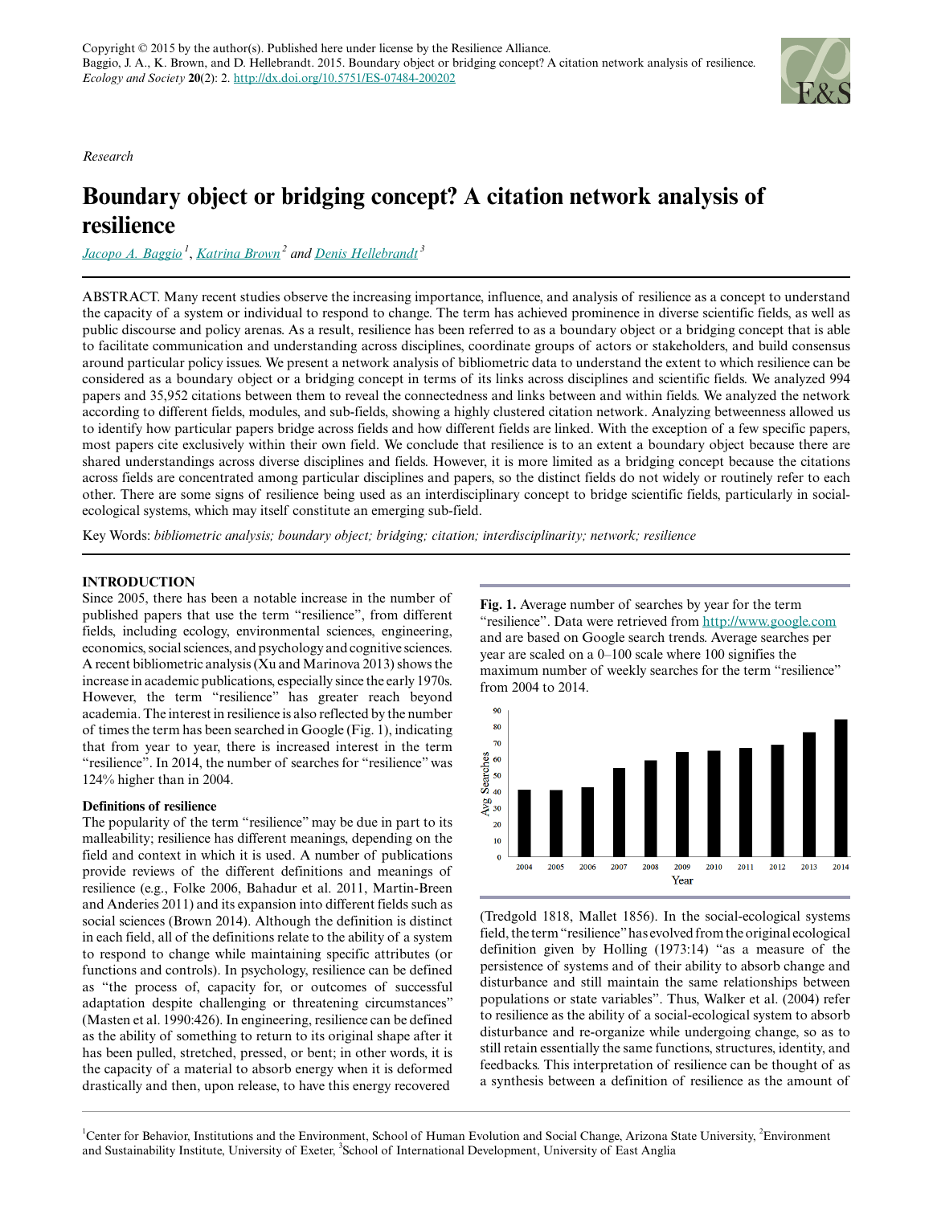Copyright © 2015 by the author(s). Published here under license by the Resilience Alliance.
Baggio, J. A., K. Brown, and D. Hellebrandt. 2015. Boundary object or bridging concept? A citation network analysis of resilience. *Ecology and Society* **20**(2): 2. http://dx.doi.org/10.5751/ES-07484-200202

*Research*

# Boundary object or bridging concept? A citation network analysis of resilience

*Jacopo A. Baggio* [1], *Katrina Brown* [2] and *Denis Hellebrandt* [3]

ABSTRACT. Many recent studies observe the increasing importance, influence, and analysis of resilience as a concept to understand the capacity of a system or individual to respond to change. The term has achieved prominence in diverse scientific fields, as well as public discourse and policy arenas. As a result, resilience has been referred to as a boundary object or a bridging concept that is able to facilitate communication and understanding across disciplines, coordinate groups of actors or stakeholders, and build consensus around particular policy issues. We present a network analysis of bibliometric data to understand the extent to which resilience can be considered as a boundary object or a bridging concept in terms of its links across disciplines and scientific fields. We analyzed 994 papers and 35,952 citations between them to reveal the connectedness and links between and within fields. We analyzed the network according to different fields, modules, and sub-fields, showing a highly clustered citation network. Analyzing betweenness allowed us to identify how particular papers bridge across fields and how different fields are linked. With the exception of a few specific papers, most papers cite exclusively within their own field. We conclude that resilience is to an extent a boundary object because there are shared understandings across diverse disciplines and fields. However, it is more limited as a bridging concept because the citations across fields are concentrated among particular disciplines and papers, so the distinct fields do not widely or routinely refer to each other. There are some signs of resilience being used as an interdisciplinary concept to bridge scientific fields, particularly in social-ecological systems, which may itself constitute an emerging sub-field.

Key Words: *bibliometric analysis; boundary object; bridging; citation; interdisciplinarity; network; resilience*

## INTRODUCTION

Since 2005, there has been a notable increase in the number of published papers that use the term "resilience", from different fields, including ecology, environmental sciences, engineering, economics, social sciences, and psychology and cognitive sciences. A recent bibliometric analysis (Xu and Marinova 2013) shows the increase in academic publications, especially since the early 1970s. However, the term "resilience" has greater reach beyond academia. The interest in resilience is also reflected by the number of times the term has been searched in Google (Fig. 1), indicating that from year to year, there is increased interest in the term "resilience". In 2014, the number of searches for "resilience" was 124% higher than in 2004.

**Fig. 1.** Average number of searches by year for the term "resilience". Data were retrieved from http://www.google.com and are based on Google search trends. Average searches per year are scaled on a 0–100 scale where 100 signifies the maximum number of weekly searches for the term "resilience" from 2004 to 2014.

### Definitions of resilience

The popularity of the term "resilience" may be due in part to its malleability; resilience has different meanings, depending on the field and context in which it is used. A number of publications provide reviews of the different definitions and meanings of resilience (e.g., Folke 2006, Bahadur et al. 2011, Martin-Breen and Anderies 2011) and its expansion into different fields such as social sciences (Brown 2014). Although the definition is distinct in each field, all of the definitions relate to the ability of a system to respond to change while maintaining specific attributes (or functions and controls). In psychology, resilience can be defined as "the process of, capacity for, or outcomes of successful adaptation despite challenging or threatening circumstances" (Masten et al. 1990:426). In engineering, resilience can be defined as the ability of something to return to its original shape after it has been pulled, stretched, pressed, or bent; in other words, it is the capacity of a material to absorb energy when it is deformed drastically and then, upon release, to have this energy recovered (Tredgold 1818, Mallet 1856). In the social-ecological systems field, the term "resilience" has evolved from the original ecological definition given by Holling (1973:14) "as a measure of the persistence of systems and of their ability to absorb change and disturbance and still maintain the same relationships between populations or state variables". Thus, Walker et al. (2004) refer to resilience as the ability of a social-ecological system to absorb disturbance and re-organize while undergoing change, so as to still retain essentially the same functions, structures, identity, and feedbacks. This interpretation of resilience can be thought of as a synthesis between a definition of resilience as the amount of

[1] Center for Behavior, Institutions and the Environment, School of Human Evolution and Social Change, Arizona State University, [2] Environment and Sustainability Institute, University of Exeter, [3] School of International Development, University of East Anglia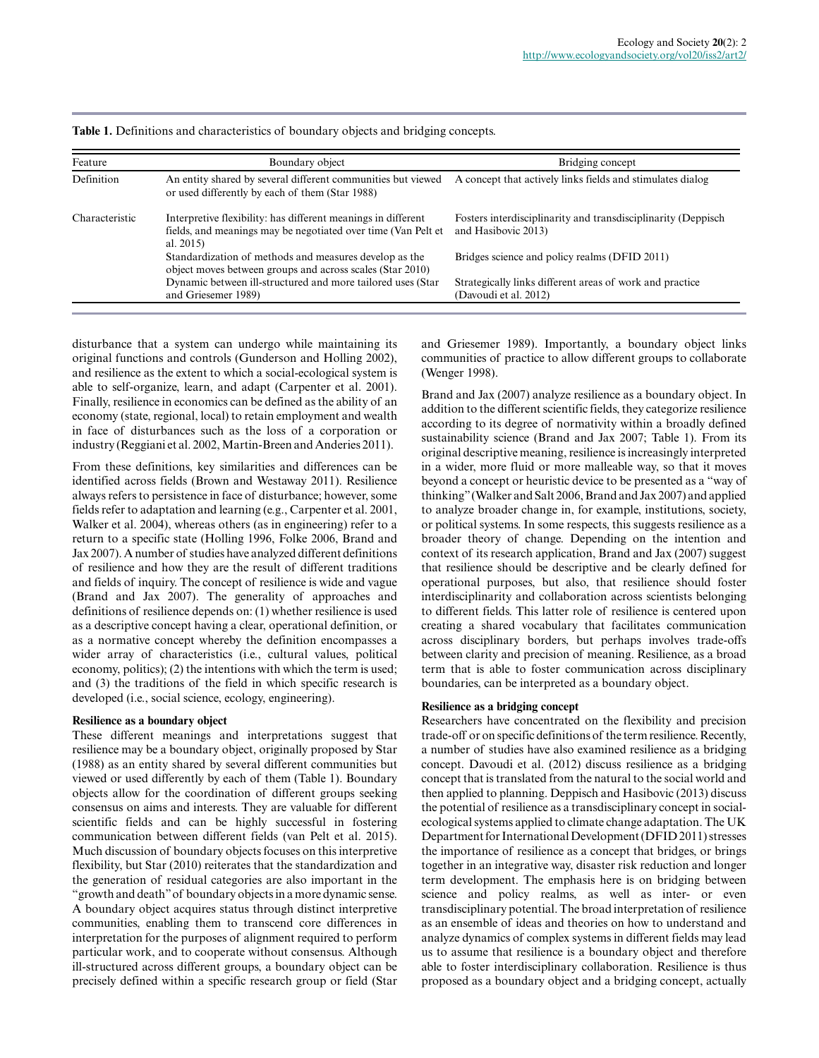**Table 1.** Definitions and characteristics of boundary objects and bridging concepts.

| Feature | Boundary object | Bridging concept |
|---|---|---|
| Definition | An entity shared by several different communities but viewed or used differently by each of them (Star 1988) | A concept that actively links fields and stimulates dialog |
| Characteristic | Interpretive flexibility: has different meanings in different fields, and meanings may be negotiated over time (Van Pelt et al. 2015) | Fosters interdisciplinarity and transdisciplinarity (Deppisch and Hasibovic 2013) |
| | Standardization of methods and measures develop as the object moves between groups and across scales (Star 2010) | Bridges science and policy realms (DFID 2011) |
| | Dynamic between ill-structured and more tailored uses (Star and Griesemer 1989) | Strategically links different areas of work and practice (Davoudi et al. 2012) |

disturbance that a system can undergo while maintaining its original functions and controls (Gunderson and Holling 2002), and resilience as the extent to which a social-ecological system is able to self-organize, learn, and adapt (Carpenter et al. 2001). Finally, resilience in economics can be defined as the ability of an economy (state, regional, local) to retain employment and wealth in face of disturbances such as the loss of a corporation or industry (Reggiani et al. 2002, Martin-Breen and Anderies 2011).

From these definitions, key similarities and differences can be identified across fields (Brown and Westaway 2011). Resilience always refers to persistence in face of disturbance; however, some fields refer to adaptation and learning (e.g., Carpenter et al. 2001, Walker et al. 2004), whereas others (as in engineering) refer to a return to a specific state (Holling 1996, Folke 2006, Brand and Jax 2007). A number of studies have analyzed different definitions of resilience and how they are the result of different traditions and fields of inquiry. The concept of resilience is wide and vague (Brand and Jax 2007). The generality of approaches and definitions of resilience depends on: (1) whether resilience is used as a descriptive concept having a clear, operational definition, or as a normative concept whereby the definition encompasses a wider array of characteristics (i.e., cultural values, political economy, politics); (2) the intentions with which the term is used; and (3) the traditions of the field in which specific research is developed (i.e., social science, ecology, engineering).

**Resilience as a boundary object**

These different meanings and interpretations suggest that resilience may be a boundary object, originally proposed by Star (1988) as an entity shared by several different communities but viewed or used differently by each of them (Table 1). Boundary objects allow for the coordination of different groups seeking consensus on aims and interests. They are valuable for different scientific fields and can be highly successful in fostering communication between different fields (van Pelt et al. 2015). Much discussion of boundary objects focuses on this interpretive flexibility, but Star (2010) reiterates that the standardization and the generation of residual categories are also important in the "growth and death" of boundary objects in a more dynamic sense. A boundary object acquires status through distinct interpretive communities, enabling them to transcend core differences in interpretation for the purposes of alignment required to perform particular work, and to cooperate without consensus. Although ill-structured across different groups, a boundary object can be precisely defined within a specific research group or field (Star and Griesemer 1989). Importantly, a boundary object links communities of practice to allow different groups to collaborate (Wenger 1998).

Brand and Jax (2007) analyze resilience as a boundary object. In addition to the different scientific fields, they categorize resilience according to its degree of normativity within a broadly defined sustainability science (Brand and Jax 2007; Table 1). From its original descriptive meaning, resilience is increasingly interpreted in a wider, more fluid or more malleable way, so that it moves beyond a concept or heuristic device to be presented as a "way of thinking" (Walker and Salt 2006, Brand and Jax 2007) and applied to analyze broader change in, for example, institutions, society, or political systems. In some respects, this suggests resilience as a broader theory of change. Depending on the intention and context of its research application, Brand and Jax (2007) suggest that resilience should be descriptive and be clearly defined for operational purposes, but also, that resilience should foster interdisciplinarity and collaboration across scientists belonging to different fields. This latter role of resilience is centered upon creating a shared vocabulary that facilitates communication across disciplinary borders, but perhaps involves trade-offs between clarity and precision of meaning. Resilience, as a broad term that is able to foster communication across disciplinary boundaries, can be interpreted as a boundary object.

**Resilience as a bridging concept**

Researchers have concentrated on the flexibility and precision trade-off or on specific definitions of the term resilience. Recently, a number of studies have also examined resilience as a bridging concept. Davoudi et al. (2012) discuss resilience as a bridging concept that is translated from the natural to the social world and then applied to planning. Deppisch and Hasibovic (2013) discuss the potential of resilience as a transdisciplinary concept in social-ecological systems applied to climate change adaptation. The UK Department for International Development (DFID 2011) stresses the importance of resilience as a concept that bridges, or brings together in an integrative way, disaster risk reduction and longer term development. The emphasis here is on bridging between science and policy realms, as well as inter- or even transdisciplinary potential. The broad interpretation of resilience as an ensemble of ideas and theories on how to understand and analyze dynamics of complex systems in different fields may lead us to assume that resilience is a boundary object and therefore able to foster interdisciplinary collaboration. Resilience is thus proposed as a boundary object and a bridging concept, actually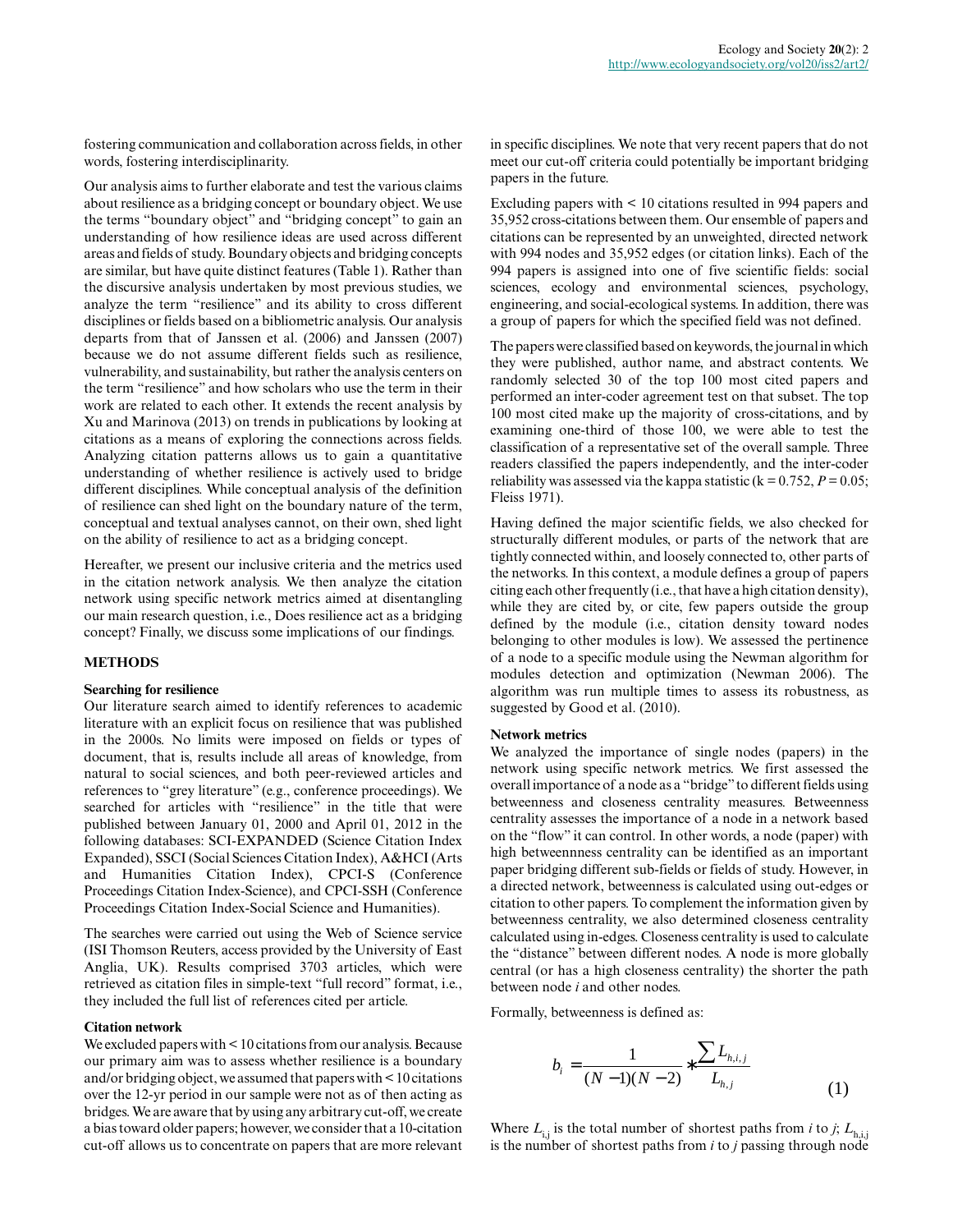fostering communication and collaboration across fields, in other words, fostering interdisciplinarity.

Our analysis aims to further elaborate and test the various claims about resilience as a bridging concept or boundary object. We use the terms "boundary object" and "bridging concept" to gain an understanding of how resilience ideas are used across different areas and fields of study. Boundary objects and bridging concepts are similar, but have quite distinct features (Table 1). Rather than the discursive analysis undertaken by most previous studies, we analyze the term "resilience" and its ability to cross different disciplines or fields based on a bibliometric analysis. Our analysis departs from that of Janssen et al. (2006) and Janssen (2007) because we do not assume different fields such as resilience, vulnerability, and sustainability, but rather the analysis centers on the term "resilience" and how scholars who use the term in their work are related to each other. It extends the recent analysis by Xu and Marinova (2013) on trends in publications by looking at citations as a means of exploring the connections across fields. Analyzing citation patterns allows us to gain a quantitative understanding of whether resilience is actively used to bridge different disciplines. While conceptual analysis of the definition of resilience can shed light on the boundary nature of the term, conceptual and textual analyses cannot, on their own, shed light on the ability of resilience to act as a bridging concept.

Hereafter, we present our inclusive criteria and the metrics used in the citation network analysis. We then analyze the citation network using specific network metrics aimed at disentangling our main research question, i.e., Does resilience act as a bridging concept? Finally, we discuss some implications of our findings.

## METHODS

### Searching for resilience

Our literature search aimed to identify references to academic literature with an explicit focus on resilience that was published in the 2000s. No limits were imposed on fields or types of document, that is, results include all areas of knowledge, from natural to social sciences, and both peer-reviewed articles and references to "grey literature" (e.g., conference proceedings). We searched for articles with "resilience" in the title that were published between January 01, 2000 and April 01, 2012 in the following databases: SCI-EXPANDED (Science Citation Index Expanded), SSCI (Social Sciences Citation Index), A&HCI (Arts and Humanities Citation Index), CPCI-S (Conference Proceedings Citation Index-Science), and CPCI-SSH (Conference Proceedings Citation Index-Social Science and Humanities).

The searches were carried out using the Web of Science service (ISI Thomson Reuters, access provided by the University of East Anglia, UK). Results comprised 3703 articles, which were retrieved as citation files in simple-text "full record" format, i.e., they included the full list of references cited per article.

### Citation network

We excluded papers with < 10 citations from our analysis. Because our primary aim was to assess whether resilience is a boundary and/or bridging object, we assumed that papers with < 10 citations over the 12-yr period in our sample were not as of then acting as bridges. We are aware that by using any arbitrary cut-off, we create a bias toward older papers; however, we consider that a 10-citation cut-off allows us to concentrate on papers that are more relevant in specific disciplines. We note that very recent papers that do not meet our cut-off criteria could potentially be important bridging papers in the future.

Excluding papers with < 10 citations resulted in 994 papers and 35,952 cross-citations between them. Our ensemble of papers and citations can be represented by an unweighted, directed network with 994 nodes and 35,952 edges (or citation links). Each of the 994 papers is assigned into one of five scientific fields: social sciences, ecology and environmental sciences, psychology, engineering, and social-ecological systems. In addition, there was a group of papers for which the specified field was not defined.

The papers were classified based on keywords, the journal in which they were published, author name, and abstract contents. We randomly selected 30 of the top 100 most cited papers and performed an inter-coder agreement test on that subset. The top 100 most cited make up the majority of cross-citations, and by examining one-third of those 100, we were able to test the classification of a representative set of the overall sample. Three readers classified the papers independently, and the inter-coder reliability was assessed via the kappa statistic ($k = 0.752$, $P = 0.05$; Fleiss 1971).

Having defined the major scientific fields, we also checked for structurally different modules, or parts of the network that are tightly connected within, and loosely connected to, other parts of the networks. In this context, a module defines a group of papers citing each other frequently (i.e., that have a high citation density), while they are cited by, or cite, few papers outside the group defined by the module (i.e., citation density toward nodes belonging to other modules is low). We assessed the pertinence of a node to a specific module using the Newman algorithm for modules detection and optimization (Newman 2006). The algorithm was run multiple times to assess its robustness, as suggested by Good et al. (2010).

### Network metrics

We analyzed the importance of single nodes (papers) in the network using specific network metrics. We first assessed the overall importance of a node as a "bridge" to different fields using betweenness and closeness centrality measures. Betweenness centrality assesses the importance of a node in a network based on the "flow" it can control. In other words, a node (paper) with high betweennness centrality can be identified as an important paper bridging different sub-fields or fields of study. However, in a directed network, betweenness is calculated using out-edges or citation to other papers. To complement the information given by betweenness centrality, we also determined closeness centrality calculated using in-edges. Closeness centrality is used to calculate the "distance" between different nodes. A node is more globally central (or has a high closeness centrality) the shorter the path between node *i* and other nodes.

Formally, betweenness is defined as:

$$b_i = \frac{1}{(N-1)(N-2)} * \frac{\sum L_{h,i,j}}{L_{h,j}} \tag{1}$$

Where $L_{i,j}$ is the total number of shortest paths from *i* to *j*; $L_{h,i,j}$ is the number of shortest paths from *i* to *j* passing through node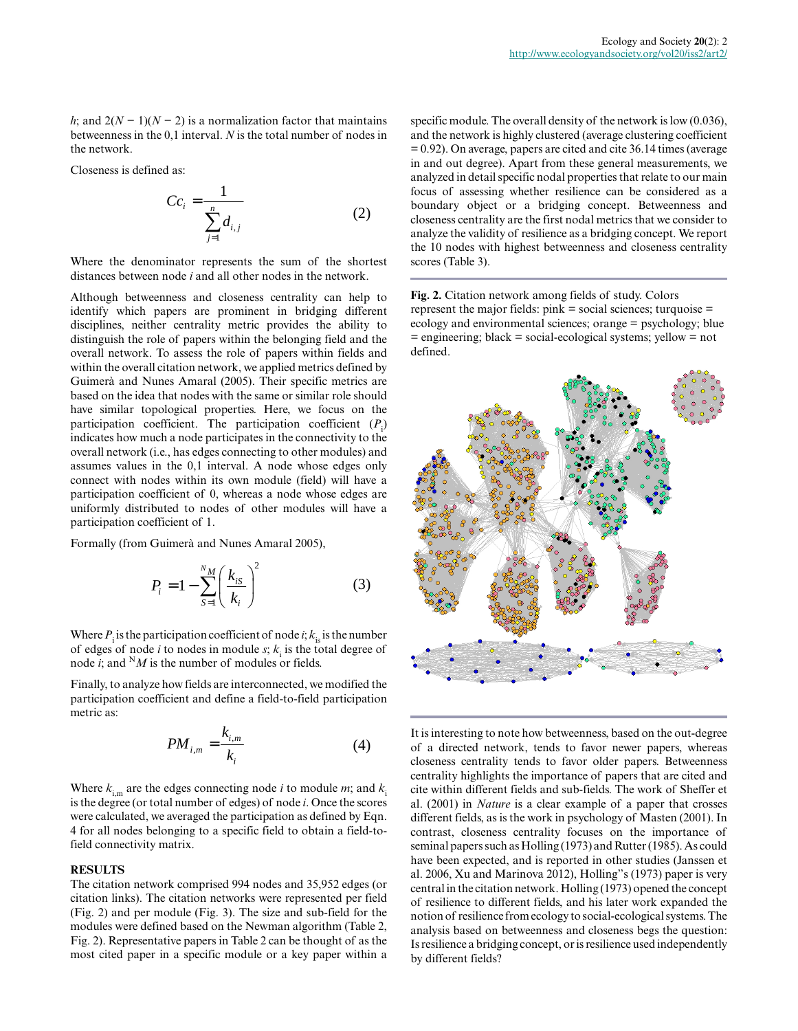$h$; and $2(N - 1)(N - 2)$ is a normalization factor that maintains betweenness in the 0,1 interval. $N$ is the total number of nodes in the network.

Closeness is defined as:

$$Cc_i = \frac{1}{\sum_{j=1}^{n} d_{i,j}} \tag{2}$$

Where the denominator represents the sum of the shortest distances between node $i$ and all other nodes in the network.

Although betweenness and closeness centrality can help to identify which papers are prominent in bridging different disciplines, neither centrality metric provides the ability to distinguish the role of papers within the belonging field and the overall network. To assess the role of papers within fields and within the overall citation network, we applied metrics defined by Guimerà and Nunes Amaral (2005). Their specific metrics are based on the idea that nodes with the same or similar role should have similar topological properties. Here, we focus on the participation coefficient. The participation coefficient ($P_i$) indicates how much a node participates in the connectivity to the overall network (i.e., has edges connecting to other modules) and assumes values in the 0,1 interval. A node whose edges only connect with nodes within its own module (field) will have a participation coefficient of 0, whereas a node whose edges are uniformly distributed to nodes of other modules will have a participation coefficient of 1.

Formally (from Guimerà and Nunes Amaral 2005),

$$P_i = 1 - \sum_{S=1}^{^N M} \left( \frac{k_{iS}}{k_i} \right)^2 \tag{3}$$

Where $P_i$ is the participation coefficient of node $i$; $k_{is}$ is the number of edges of node $i$ to nodes in module $s$; $k_i$ is the total degree of node $i$; and ${}^N M$ is the number of modules or fields.

Finally, to analyze how fields are interconnected, we modified the participation coefficient and define a field-to-field participation metric as:

$$PM_{i,m} = \frac{k_{i,m}}{k_i} \tag{4}$$

Where $k_{i,m}$ are the edges connecting node $i$ to module $m$; and $k_i$ is the degree (or total number of edges) of node $i$. Once the scores were calculated, we averaged the participation as defined by Eqn. 4 for all nodes belonging to a specific field to obtain a field-to-field connectivity matrix.

## RESULTS

The citation network comprised 994 nodes and 35,952 edges (or citation links). The citation networks were represented per field (Fig. 2) and per module (Fig. 3). The size and sub-field for the modules were defined based on the Newman algorithm (Table 2, Fig. 2). Representative papers in Table 2 can be thought of as the most cited paper in a specific module or a key paper within a specific module. The overall density of the network is low (0.036), and the network is highly clustered (average clustering coefficient = 0.92). On average, papers are cited and cite 36.14 times (average in and out degree). Apart from these general measurements, we analyzed in detail specific nodal properties that relate to our main focus of assessing whether resilience can be considered as a boundary object or a bridging concept. Betweenness and closeness centrality are the first nodal metrics that we consider to analyze the validity of resilience as a bridging concept. We report the 10 nodes with highest betweenness and closeness centrality scores (Table 3).

**Fig. 2.** Citation network among fields of study. Colors represent the major fields: pink = social sciences; turquoise = ecology and environmental sciences; orange = psychology; blue = engineering; black = social-ecological systems; yellow = not defined.

It is interesting to note how betweenness, based on the out-degree of a directed network, tends to favor newer papers, whereas closeness centrality tends to favor older papers. Betweenness centrality highlights the importance of papers that are cited and cite within different fields and sub-fields. The work of Sheffer et al. (2001) in *Nature* is a clear example of a paper that crosses different fields, as is the work in psychology of Masten (2001). In contrast, closeness centrality focuses on the importance of seminal papers such as Holling (1973) and Rutter (1985). As could have been expected, and is reported in other studies (Janssen et al. 2006, Xu and Marinova 2012), Holling"s (1973) paper is very central in the citation network. Holling (1973) opened the concept of resilience to different fields, and his later work expanded the notion of resilience from ecology to social-ecological systems. The analysis based on betweenness and closeness begs the question: Is resilience a bridging concept, or is resilience used independently by different fields?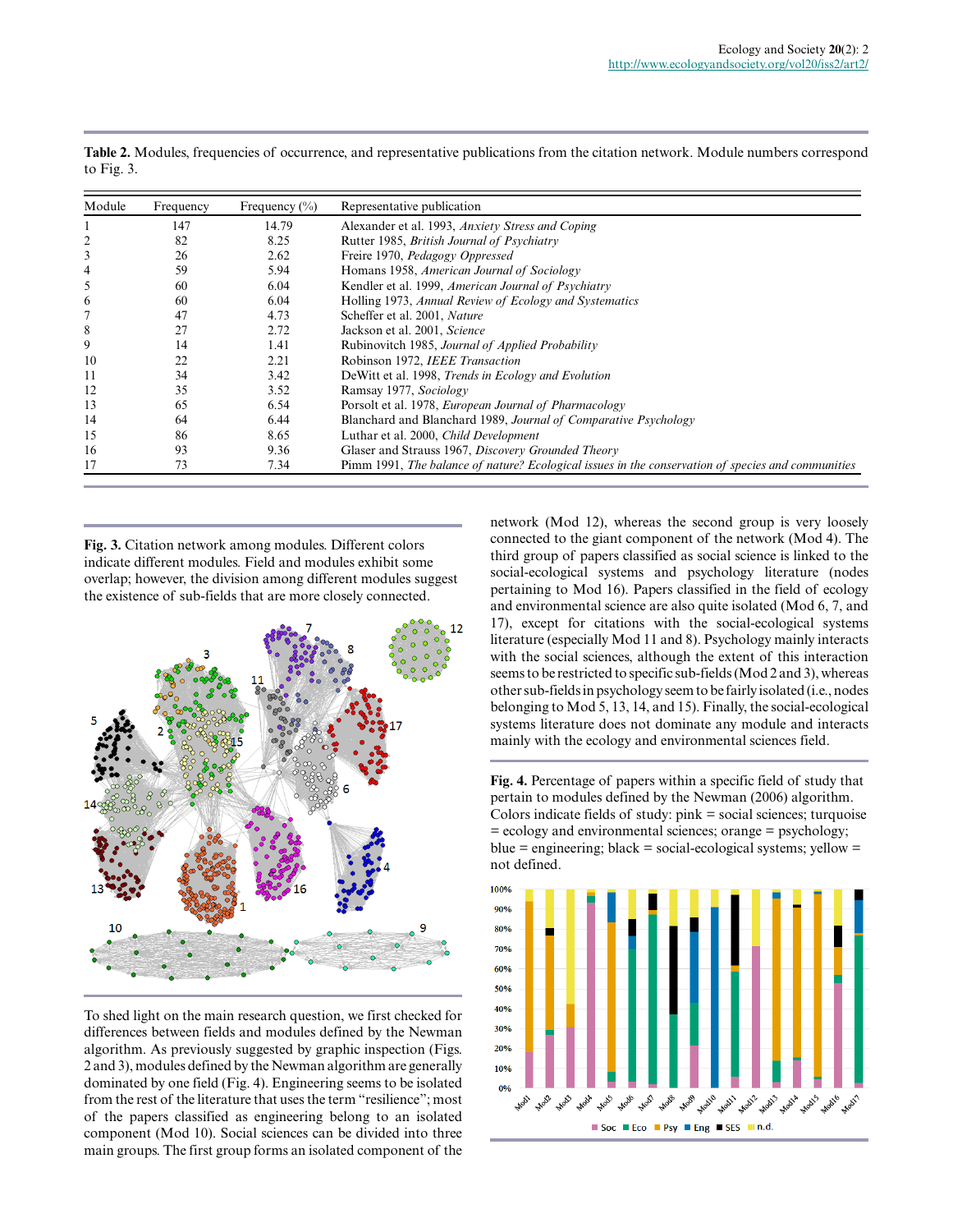**Table 2.** Modules, frequencies of occurrence, and representative publications from the citation network. Module numbers correspond to Fig. 3.

| Module | Frequency | Frequency (%) | Representative publication |
|---|---|---|---|
| 1 | 147 | 14.79 | Alexander et al. 1993, *Anxiety Stress and Coping* |
| 2 | 82 | 8.25 | Rutter 1985, *British Journal of Psychiatry* |
| 3 | 26 | 2.62 | Freire 1970, *Pedagogy Oppressed* |
| 4 | 59 | 5.94 | Homans 1958, *American Journal of Sociology* |
| 5 | 60 | 6.04 | Kendler et al. 1999, *American Journal of Psychiatry* |
| 6 | 60 | 6.04 | Holling 1973, *Annual Review of Ecology and Systematics* |
| 7 | 47 | 4.73 | Scheffer et al. 2001, *Nature* |
| 8 | 27 | 2.72 | Jackson et al. 2001, *Science* |
| 9 | 14 | 1.41 | Rubinovitch 1985, *Journal of Applied Probability* |
| 10 | 22 | 2.21 | Robinson 1972, *IEEE Transaction* |
| 11 | 34 | 3.42 | DeWitt et al. 1998, *Trends in Ecology and Evolution* |
| 12 | 35 | 3.52 | Ramsay 1977, *Sociology* |
| 13 | 65 | 6.54 | Porsolt et al. 1978, *European Journal of Pharmacology* |
| 14 | 64 | 6.44 | Blanchard and Blanchard 1989, *Journal of Comparative Psychology* |
| 15 | 86 | 8.65 | Luthar et al. 2000, *Child Development* |
| 16 | 93 | 9.36 | Glaser and Strauss 1967, *Discovery Grounded Theory* |
| 17 | 73 | 7.34 | Pimm 1991, *The balance of nature? Ecological issues in the conservation of species and communities* |

**Fig. 3.** Citation network among modules. Different colors indicate different modules. Field and modules exhibit some overlap; however, the division among different modules suggest the existence of sub-fields that are more closely connected.

To shed light on the main research question, we first checked for differences between fields and modules defined by the Newman algorithm. As previously suggested by graphic inspection (Figs. 2 and 3), modules defined by the Newman algorithm are generally dominated by one field (Fig. 4). Engineering seems to be isolated from the rest of the literature that uses the term "resilience"; most of the papers classified as engineering belong to an isolated component (Mod 10). Social sciences can be divided into three main groups. The first group forms an isolated component of the network (Mod 12), whereas the second group is very loosely connected to the giant component of the network (Mod 4). The third group of papers classified as social science is linked to the social-ecological systems and psychology literature (nodes pertaining to Mod 16). Papers classified in the field of ecology and environmental science are also quite isolated (Mod 6, 7, and 17), except for citations with the social-ecological systems literature (especially Mod 11 and 8). Psychology mainly interacts with the social sciences, although the extent of this interaction seems to be restricted to specific sub-fields (Mod 2 and 3), whereas other sub-fields in psychology seem to be fairly isolated (i.e., nodes belonging to Mod 5, 13, 14, and 15). Finally, the social-ecological systems literature does not dominate any module and interacts mainly with the ecology and environmental sciences field.

**Fig. 4.** Percentage of papers within a specific field of study that pertain to modules defined by the Newman (2006) algorithm. Colors indicate fields of study: pink = social sciences; turquoise = ecology and environmental sciences; orange = psychology; blue = engineering; black = social-ecological systems; yellow = not defined.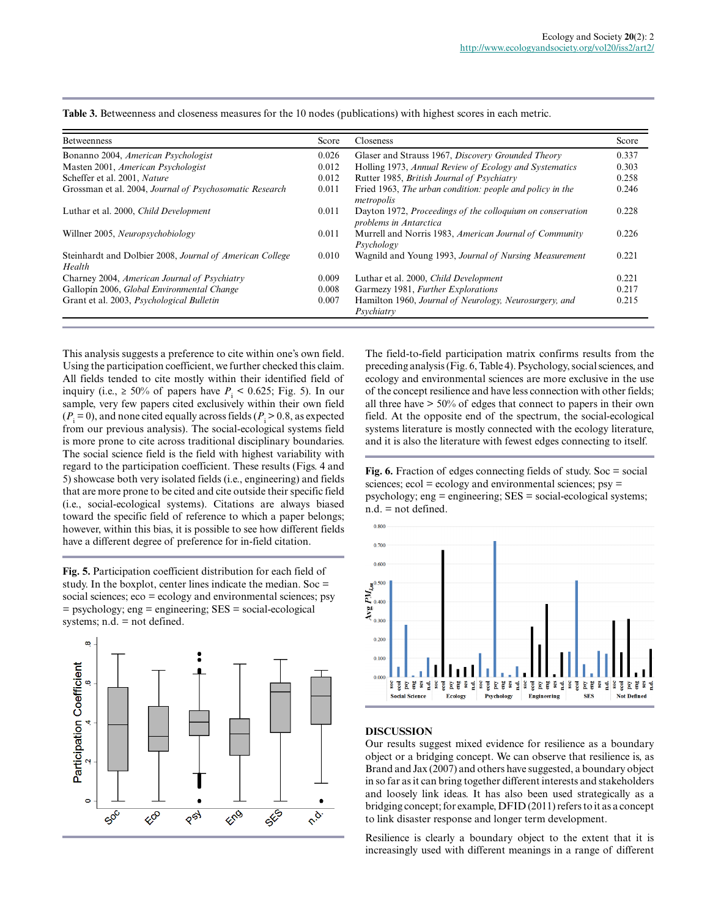**Table 3.** Betweenness and closeness measures for the 10 nodes (publications) with highest scores in each metric.

| Betweenness | Score | Closeness | Score |
|---|---|---|---|
| Bonanno 2004, *American Psychologist* | 0.026 | Glaser and Strauss 1967, *Discovery Grounded Theory* | 0.337 |
| Masten 2001, *American Psychologist* | 0.012 | Holling 1973, *Annual Review of Ecology and Systematics* | 0.303 |
| Scheffer et al. 2001, *Nature* | 0.012 | Rutter 1985, *British Journal of Psychiatry* | 0.258 |
| Grossman et al. 2004, *Journal of Psychosomatic Research* | 0.011 | Fried 1963, *The urban condition: people and policy in the metropolis* | 0.246 |
| Luthar et al. 2000, *Child Development* | 0.011 | Dayton 1972, *Proceedings of the colloquium on conservation problems in Antarctica* | 0.228 |
| Willner 2005, *Neuropsychobiology* | 0.011 | Murrell and Norris 1983, *American Journal of Community Psychology* | 0.226 |
| Steinhardt and Dolbier 2008, *Journal of American College Health* | 0.010 | Wagnild and Young 1993, *Journal of Nursing Measurement* | 0.221 |
| Charney 2004, *American Journal of Psychiatry* | 0.009 | Luthar et al. 2000, *Child Development* | 0.221 |
| Gallopín 2006, *Global Environmental Change* | 0.008 | Garmezy 1981, *Further Explorations* | 0.217 |
| Grant et al. 2003, *Psychological Bulletin* | 0.007 | Hamilton 1960, *Journal of Neurology, Neurosurgery, and Psychiatry* | 0.215 |

This analysis suggests a preference to cite within one's own field. Using the participation coefficient, we further checked this claim. All fields tended to cite mostly within their identified field of inquiry (i.e., ≥ 50% of papers have $P_i < 0.625$; Fig. 5). In our sample, very few papers cited exclusively within their own field ($P_i = 0$), and none cited equally across fields ($P_i > 0.8$, as expected from our previous analysis). The social-ecological systems field is more prone to cite across traditional disciplinary boundaries. The social science field is the field with highest variability with regard to the participation coefficient. These results (Figs. 4 and 5) showcase both very isolated fields (i.e., engineering) and fields that are more prone to be cited and cite outside their specific field (i.e., social-ecological systems). Citations are always biased toward the specific field of reference to which a paper belongs; however, within this bias, it is possible to see how different fields have a different degree of preference for in-field citation.

**Fig. 5.** Participation coefficient distribution for each field of study. In the boxplot, center lines indicate the median. Soc = social sciences; eco = ecology and environmental sciences; psy = psychology; eng = engineering; SES = social-ecological systems; n.d. = not defined.

The field-to-field participation matrix confirms results from the preceding analysis (Fig. 6, Table 4). Psychology, social sciences, and ecology and environmental sciences are more exclusive in the use of the concept resilience and have less connection with other fields; all three have > 50% of edges that connect to papers in their own field. At the opposite end of the spectrum, the social-ecological systems literature is mostly connected with the ecology literature, and it is also the literature with fewest edges connecting to itself.

**Fig. 6.** Fraction of edges connecting fields of study. Soc = social sciences; ecol = ecology and environmental sciences; psy = psychology; eng = engineering; SES = social-ecological systems; n.d. = not defined.

## DISCUSSION

Our results suggest mixed evidence for resilience as a boundary object or a bridging concept. We can observe that resilience is, as Brand and Jax (2007) and others have suggested, a boundary object in so far as it can bring together different interests and stakeholders and loosely link ideas. It has also been used strategically as a bridging concept; for example, DFID (2011) refers to it as a concept to link disaster response and longer term development.

Resilience is clearly a boundary object to the extent that it is increasingly used with different meanings in a range of different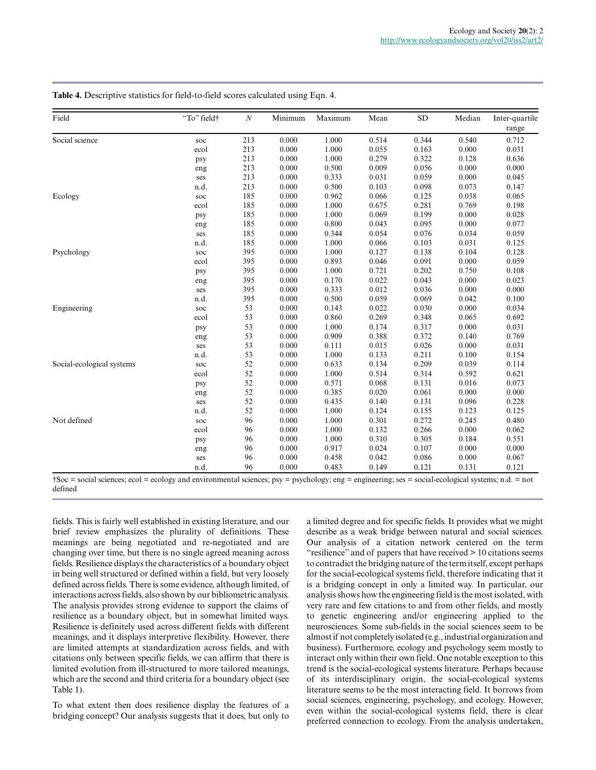**Table 4.** Descriptive statistics for field-to-field scores calculated using Eqn. 4.

| Field | "To" field† | *N* | Minimum | Maximum | Mean | SD | Median | Inter-quartile range |
|---|---|---|---|---|---|---|---|---|
| Social science | soc | 213 | 0.000 | 1.000 | 0.514 | 0.344 | 0.540 | 0.712 |
| | ecol | 213 | 0.000 | 1.000 | 0.055 | 0.163 | 0.000 | 0.031 |
| | psy | 213 | 0.000 | 1.000 | 0.279 | 0.322 | 0.128 | 0.636 |
| | eng | 213 | 0.000 | 0.500 | 0.009 | 0.056 | 0.000 | 0.000 |
| | ses | 213 | 0.000 | 0.333 | 0.031 | 0.059 | 0.000 | 0.045 |
| | n.d. | 213 | 0.000 | 0.500 | 0.103 | 0.098 | 0.073 | 0.147 |
| Ecology | soc | 185 | 0.000 | 0.962 | 0.066 | 0.125 | 0.038 | 0.065 |
| | ecol | 185 | 0.000 | 1.000 | 0.675 | 0.281 | 0.769 | 0.198 |
| | psy | 185 | 0.000 | 1.000 | 0.069 | 0.199 | 0.000 | 0.028 |
| | eng | 185 | 0.000 | 0.800 | 0.043 | 0.095 | 0.000 | 0.077 |
| | ses | 185 | 0.000 | 0.344 | 0.054 | 0.076 | 0.034 | 0.059 |
| | n.d. | 185 | 0.000 | 1.000 | 0.066 | 0.103 | 0.031 | 0.125 |
| Psychology | soc | 395 | 0.000 | 1.000 | 0.127 | 0.138 | 0.104 | 0.128 |
| | ecol | 395 | 0.000 | 0.893 | 0.046 | 0.091 | 0.000 | 0.059 |
| | psy | 395 | 0.000 | 1.000 | 0.721 | 0.202 | 0.750 | 0.108 |
| | eng | 395 | 0.000 | 0.170 | 0.022 | 0.043 | 0.000 | 0.023 |
| | ses | 395 | 0.000 | 0.333 | 0.012 | 0.036 | 0.000 | 0.000 |
| | n.d. | 395 | 0.000 | 0.500 | 0.059 | 0.069 | 0.042 | 0.100 |
| Engineering | soc | 53 | 0.000 | 0.143 | 0.022 | 0.030 | 0.000 | 0.034 |
| | ecol | 53 | 0.000 | 0.860 | 0.269 | 0.348 | 0.065 | 0.692 |
| | psy | 53 | 0.000 | 1.000 | 0.174 | 0.317 | 0.000 | 0.031 |
| | eng | 53 | 0.000 | 0.909 | 0.388 | 0.372 | 0.140 | 0.769 |
| | ses | 53 | 0.000 | 0.111 | 0.015 | 0.026 | 0.000 | 0.031 |
| | n.d. | 53 | 0.000 | 1.000 | 0.133 | 0.211 | 0.100 | 0.154 |
| Social-ecological systems | soc | 52 | 0.000 | 0.633 | 0.134 | 0.209 | 0.039 | 0.114 |
| | ecol | 52 | 0.000 | 1.000 | 0.514 | 0.314 | 0.592 | 0.621 |
| | psy | 52 | 0.000 | 0.571 | 0.068 | 0.131 | 0.016 | 0.073 |
| | eng | 52 | 0.000 | 0.385 | 0.020 | 0.061 | 0.000 | 0.000 |
| | ses | 52 | 0.000 | 0.435 | 0.140 | 0.131 | 0.096 | 0.228 |
| | n.d. | 52 | 0.000 | 1.000 | 0.124 | 0.155 | 0.123 | 0.125 |
| Not defined | soc | 96 | 0.000 | 1.000 | 0.301 | 0.272 | 0.245 | 0.480 |
| | ecol | 96 | 0.000 | 1.000 | 0.132 | 0.266 | 0.000 | 0.062 |
| | psy | 96 | 0.000 | 1.000 | 0.310 | 0.305 | 0.184 | 0.551 |
| | eng | 96 | 0.000 | 0.917 | 0.024 | 0.107 | 0.000 | 0.000 |
| | ses | 96 | 0.000 | 0.458 | 0.042 | 0.086 | 0.000 | 0.067 |
| | n.d. | 96 | 0.000 | 0.483 | 0.149 | 0.121 | 0.131 | 0.121 |

†Soc = social sciences; ecol = ecology and environmental sciences; psy = psychology; eng = engineering; ses = social-ecological systems; n.d. = not defined

fields. This is fairly well established in existing literature, and our brief review emphasizes the plurality of definitions. These meanings are being negotiated and re-negotiated and are changing over time, but there is no single agreed meaning across fields. Resilience displays the characteristics of a boundary object in being well structured or defined within a field, but very loosely defined across fields. There is some evidence, although limited, of interactions across fields, also shown by our bibliometric analysis. The analysis provides strong evidence to support the claims of resilience as a boundary object, but in somewhat limited ways. Resilience is definitely used across different fields with different meanings, and it displays interpretive flexibility. However, there are limited attempts at standardization across fields, and with citations only between specific fields, we can affirm that there is limited evolution from ill-structured to more tailored meanings, which are the second and third criteria for a boundary object (see Table 1).

To what extent then does resilience display the features of a bridging concept? Our analysis suggests that it does, but only to a limited degree and for specific fields. It provides what we might describe as a weak bridge between natural and social sciences. Our analysis of a citation network centered on the term "resilience" and of papers that have received > 10 citations seems to contradict the bridging nature of the term itself, except perhaps for the social-ecological systems field, therefore indicating that it is a bridging concept in only a limited way. In particular, our analysis shows how the engineering field is the most isolated, with very rare and few citations to and from other fields, and mostly to genetic engineering and/or engineering applied to the neurosciences. Some sub-fields in the social sciences seem to be almost if not completely isolated (e.g., industrial organization and business). Furthermore, ecology and psychology seem mostly to interact only within their own field. One notable exception to this trend is the social-ecological systems literature. Perhaps because of its interdisciplinary origin, the social-ecological systems literature seems to be the most interacting field. It borrows from social sciences, engineering, psychology, and ecology. However, even within the social-ecological systems field, there is clear preferred connection to ecology. From the analysis undertaken,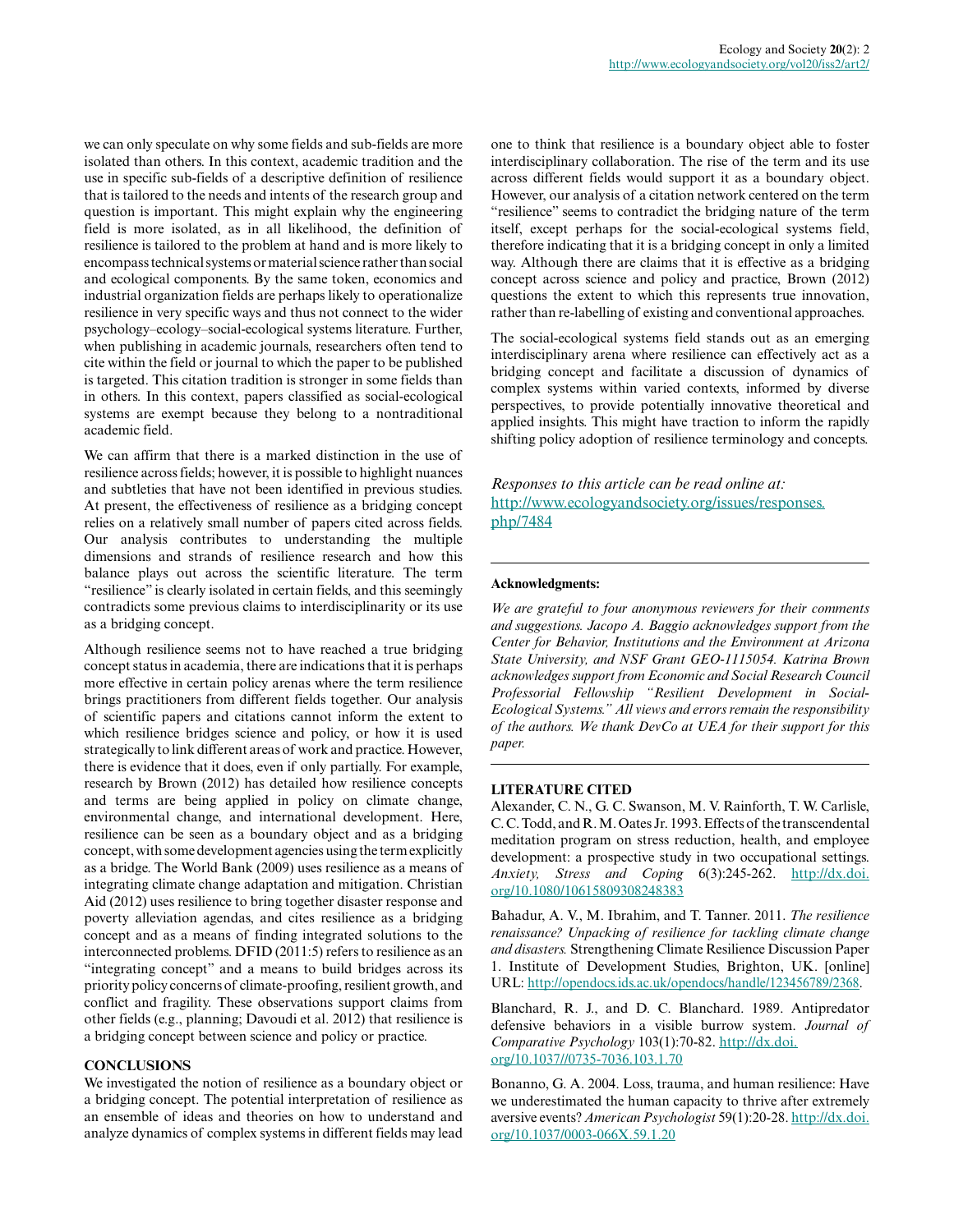we can only speculate on why some fields and sub-fields are more isolated than others. In this context, academic tradition and the use in specific sub-fields of a descriptive definition of resilience that is tailored to the needs and intents of the research group and question is important. This might explain why the engineering field is more isolated, as in all likelihood, the definition of resilience is tailored to the problem at hand and is more likely to encompass technical systems or material science rather than social and ecological components. By the same token, economics and industrial organization fields are perhaps likely to operationalize resilience in very specific ways and thus not connect to the wider psychology–ecology–social-ecological systems literature. Further, when publishing in academic journals, researchers often tend to cite within the field or journal to which the paper to be published is targeted. This citation tradition is stronger in some fields than in others. In this context, papers classified as social-ecological systems are exempt because they belong to a nontraditional academic field.

We can affirm that there is a marked distinction in the use of resilience across fields; however, it is possible to highlight nuances and subtleties that have not been identified in previous studies. At present, the effectiveness of resilience as a bridging concept relies on a relatively small number of papers cited across fields. Our analysis contributes to understanding the multiple dimensions and strands of resilience research and how this balance plays out across the scientific literature. The term "resilience" is clearly isolated in certain fields, and this seemingly contradicts some previous claims to interdisciplinarity or its use as a bridging concept.

Although resilience seems not to have reached a true bridging concept status in academia, there are indications that it is perhaps more effective in certain policy arenas where the term resilience brings practitioners from different fields together. Our analysis of scientific papers and citations cannot inform the extent to which resilience bridges science and policy, or how it is used strategically to link different areas of work and practice. However, there is evidence that it does, even if only partially. For example, research by Brown (2012) has detailed how resilience concepts and terms are being applied in policy on climate change, environmental change, and international development. Here, resilience can be seen as a boundary object and as a bridging concept, with some development agencies using the term explicitly as a bridge. The World Bank (2009) uses resilience as a means of integrating climate change adaptation and mitigation. Christian Aid (2012) uses resilience to bring together disaster response and poverty alleviation agendas, and cites resilience as a bridging concept and as a means of finding integrated solutions to the interconnected problems. DFID (2011:5) refers to resilience as an "integrating concept" and a means to build bridges across its priority policy concerns of climate-proofing, resilient growth, and conflict and fragility. These observations support claims from other fields (e.g., planning; Davoudi et al. 2012) that resilience is a bridging concept between science and policy or practice.

## CONCLUSIONS

We investigated the notion of resilience as a boundary object or a bridging concept. The potential interpretation of resilience as an ensemble of ideas and theories on how to understand and analyze dynamics of complex systems in different fields may lead one to think that resilience is a boundary object able to foster interdisciplinary collaboration. The rise of the term and its use across different fields would support it as a boundary object. However, our analysis of a citation network centered on the term "resilience" seems to contradict the bridging nature of the term itself, except perhaps for the social-ecological systems field, therefore indicating that it is a bridging concept in only a limited way. Although there are claims that it is effective as a bridging concept across science and policy and practice, Brown (2012) questions the extent to which this represents true innovation, rather than re-labelling of existing and conventional approaches.

The social-ecological systems field stands out as an emerging interdisciplinary arena where resilience can effectively act as a bridging concept and facilitate a discussion of dynamics of complex systems within varied contexts, informed by diverse perspectives, to provide potentially innovative theoretical and applied insights. This might have traction to inform the rapidly shifting policy adoption of resilience terminology and concepts.

*Responses to this article can be read online at:* http://www.ecologyandsociety.org/issues/responses.php/7484

**Acknowledgments:**

*We are grateful to four anonymous reviewers for their comments and suggestions. Jacopo A. Baggio acknowledges support from the Center for Behavior, Institutions and the Environment at Arizona State University, and NSF Grant GEO-1115054. Katrina Brown acknowledges support from Economic and Social Research Council Professorial Fellowship "Resilient Development in Social-Ecological Systems." All views and errors remain the responsibility of the authors. We thank DevCo at UEA for their support for this paper.*

## LITERATURE CITED

Alexander, C. N., G. C. Swanson, M. V. Rainforth, T. W. Carlisle, C. C. Todd, and R. M. Oates Jr. 1993. Effects of the transcendental meditation program on stress reduction, health, and employee development: a prospective study in two occupational settings. *Anxiety, Stress and Coping* 6(3):245-262. http://dx.doi.org/10.1080/10615809308248383

Bahadur, A. V., M. Ibrahim, and T. Tanner. 2011. *The resilience renaissance? Unpacking of resilience for tackling climate change and disasters.* Strengthening Climate Resilience Discussion Paper 1. Institute of Development Studies, Brighton, UK. [online] URL: http://opendocs.ids.ac.uk/opendocs/handle/123456789/2368.

Blanchard, R. J., and D. C. Blanchard. 1989. Antipredator defensive behaviors in a visible burrow system. *Journal of Comparative Psychology* 103(1):70-82. http://dx.doi.org/10.1037//0735-7036.103.1.70

Bonanno, G. A. 2004. Loss, trauma, and human resilience: Have we underestimated the human capacity to thrive after extremely aversive events? *American Psychologist* 59(1):20-28. http://dx.doi.org/10.1037/0003-066X.59.1.20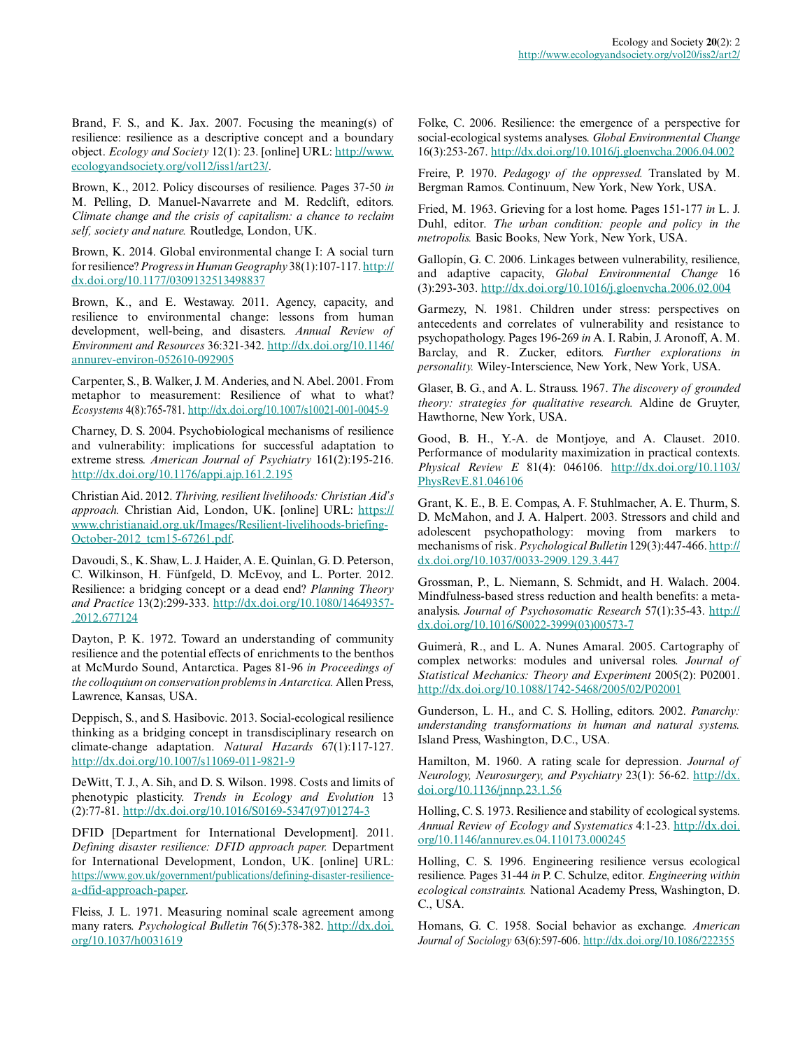Brand, F. S., and K. Jax. 2007. Focusing the meaning(s) of resilience: resilience as a descriptive concept and a boundary object. *Ecology and Society* 12(1): 23. [online] URL: http://www.ecologyandsociety.org/vol12/iss1/art23/.

Brown, K., 2012. Policy discourses of resilience. Pages 37-50 *in* M. Pelling, D. Manuel-Navarrete and M. Redclift, editors. *Climate change and the crisis of capitalism: a chance to reclaim self, society and nature.* Routledge, London, UK.

Brown, K. 2014. Global environmental change I: A social turn for resilience? *Progress in Human Geography* 38(1):107-117. http://dx.doi.org/10.1177/0309132513498837

Brown, K., and E. Westaway. 2011. Agency, capacity, and resilience to environmental change: lessons from human development, well-being, and disasters. *Annual Review of Environment and Resources* 36:321-342. http://dx.doi.org/10.1146/annurev-environ-052610-092905

Carpenter, S., B. Walker, J. M. Anderies, and N. Abel. 2001. From metaphor to measurement: Resilience of what to what? *Ecosystems* 4(8):765-781. http://dx.doi.org/10.1007/s10021-001-0045-9

Charney, D. S. 2004. Psychobiological mechanisms of resilience and vulnerability: implications for successful adaptation to extreme stress. *American Journal of Psychiatry* 161(2):195-216. http://dx.doi.org/10.1176/appi.ajp.161.2.195

Christian Aid. 2012. *Thriving, resilient livelihoods: Christian Aid's approach.* Christian Aid, London, UK. [online] URL: https://www.christianaid.org.uk/Images/Resilient-livelihoods-briefing-October-2012_tcm15-67261.pdf.

Davoudi, S., K. Shaw, L. J. Haider, A. E. Quinlan, G. D. Peterson, C. Wilkinson, H. Fünfgeld, D. McEvoy, and L. Porter. 2012. Resilience: a bridging concept or a dead end? *Planning Theory and Practice* 13(2):299-333. http://dx.doi.org/10.1080/14649357.2012.677124

Dayton, P. K. 1972. Toward an understanding of community resilience and the potential effects of enrichments to the benthos at McMurdo Sound, Antarctica. Pages 81-96 *in Proceedings of the colloquium on conservation problems in Antarctica.* Allen Press, Lawrence, Kansas, USA.

Deppisch, S., and S. Hasibovic. 2013. Social-ecological resilience thinking as a bridging concept in transdisciplinary research on climate-change adaptation. *Natural Hazards* 67(1):117-127. http://dx.doi.org/10.1007/s11069-011-9821-9

DeWitt, T. J., A. Sih, and D. S. Wilson. 1998. Costs and limits of phenotypic plasticity. *Trends in Ecology and Evolution* 13 (2):77-81. http://dx.doi.org/10.1016/S0169-5347(97)01274-3

DFID [Department for International Development]. 2011. *Defining disaster resilience: DFID approach paper.* Department for International Development, London, UK. [online] URL: https://www.gov.uk/government/publications/defining-disaster-resilience-a-dfid-approach-paper.

Fleiss, J. L. 1971. Measuring nominal scale agreement among many raters. *Psychological Bulletin* 76(5):378-382. http://dx.doi.org/10.1037/h0031619

Folke, C. 2006. Resilience: the emergence of a perspective for social-ecological systems analyses. *Global Environmental Change* 16(3):253-267. http://dx.doi.org/10.1016/j.gloenvcha.2006.04.002

Freire, P. 1970. *Pedagogy of the oppressed.* Translated by M. Bergman Ramos. Continuum, New York, New York, USA.

Fried, M. 1963. Grieving for a lost home. Pages 151-177 *in* L. J. Duhl, editor. *The urban condition: people and policy in the metropolis.* Basic Books, New York, New York, USA.

Gallopín, G. C. 2006. Linkages between vulnerability, resilience, and adaptive capacity, *Global Environmental Change* 16 (3):293-303. http://dx.doi.org/10.1016/j.gloenvcha.2006.02.004

Garmezy, N. 1981. Children under stress: perspectives on antecedents and correlates of vulnerability and resistance to psychopathology. Pages 196-269 *in* A. I. Rabin, J. Aronoff, A. M. Barclay, and R. Zucker, editors. *Further explorations in personality.* Wiley-Interscience, New York, New York, USA.

Glaser, B. G., and A. L. Strauss. 1967. *The discovery of grounded theory: strategies for qualitative research.* Aldine de Gruyter, Hawthorne, New York, USA.

Good, B. H., Y.-A. de Montjoye, and A. Clauset. 2010. Performance of modularity maximization in practical contexts. *Physical Review E* 81(4): 046106. http://dx.doi.org/10.1103/PhysRevE.81.046106

Grant, K. E., B. E. Compas, A. F. Stuhlmacher, A. E. Thurm, S. D. McMahon, and J. A. Halpert. 2003. Stressors and child and adolescent psychopathology: moving from markers to mechanisms of risk. *Psychological Bulletin* 129(3):447-466. http://dx.doi.org/10.1037/0033-2909.129.3.447

Grossman, P., L. Niemann, S. Schmidt, and H. Walach. 2004. Mindfulness-based stress reduction and health benefits: a meta-analysis. *Journal of Psychosomatic Research* 57(1):35-43. http://dx.doi.org/10.1016/S0022-3999(03)00573-7

Guimerà, R., and L. A. Nunes Amaral. 2005. Cartography of complex networks: modules and universal roles. *Journal of Statistical Mechanics: Theory and Experiment* 2005(2): P02001. http://dx.doi.org/10.1088/1742-5468/2005/02/P02001

Gunderson, L. H., and C. S. Holling, editors. 2002. *Panarchy: understanding transformations in human and natural systems.* Island Press, Washington, D.C., USA.

Hamilton, M. 1960. A rating scale for depression. *Journal of Neurology, Neurosurgery, and Psychiatry* 23(1): 56-62. http://dx.doi.org/10.1136/jnnp.23.1.56

Holling, C. S. 1973. Resilience and stability of ecological systems. *Annual Review of Ecology and Systematics* 4:1-23. http://dx.doi.org/10.1146/annurev.es.04.110173.000245

Holling, C. S. 1996. Engineering resilience versus ecological resilience. Pages 31-44 *in* P. C. Schulze, editor. *Engineering within ecological constraints.* National Academy Press, Washington, D.C., USA.

Homans, G. C. 1958. Social behavior as exchange. *American Journal of Sociology* 63(6):597-606. http://dx.doi.org/10.1086/222355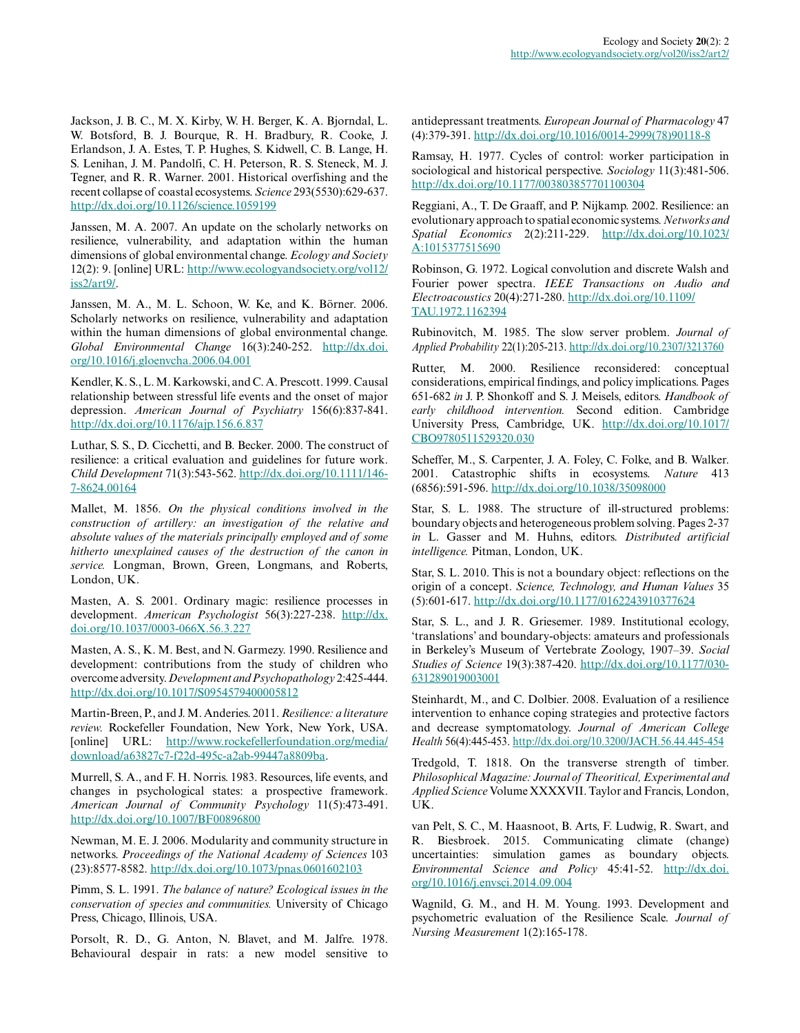Jackson, J. B. C., M. X. Kirby, W. H. Berger, K. A. Bjorndal, L. W. Botsford, B. J. Bourque, R. H. Bradbury, R. Cooke, J. Erlandson, J. A. Estes, T. P. Hughes, S. Kidwell, C. B. Lange, H. S. Lenihan, J. M. Pandolfi, C. H. Peterson, R. S. Steneck, M. J. Tegner, and R. R. Warner. 2001. Historical overfishing and the recent collapse of coastal ecosystems. *Science* 293(5530):629-637. http://dx.doi.org/10.1126/science.1059199

Janssen, M. A. 2007. An update on the scholarly networks on resilience, vulnerability, and adaptation within the human dimensions of global environmental change. *Ecology and Society* 12(2): 9. [online] URL: http://www.ecologyandsociety.org/vol12/iss2/art9/.

Janssen, M. A., M. L. Schoon, W. Ke, and K. Börner. 2006. Scholarly networks on resilience, vulnerability and adaptation within the human dimensions of global environmental change. *Global Environmental Change* 16(3):240-252. http://dx.doi.org/10.1016/j.gloenvcha.2006.04.001

Kendler, K. S., L. M. Karkowski, and C. A. Prescott. 1999. Causal relationship between stressful life events and the onset of major depression. *American Journal of Psychiatry* 156(6):837-841. http://dx.doi.org/10.1176/ajp.156.6.837

Luthar, S. S., D. Cicchetti, and B. Becker. 2000. The construct of resilience: a critical evaluation and guidelines for future work. *Child Development* 71(3):543-562. http://dx.doi.org/10.1111/1467-8624.00164

Mallet, M. 1856. *On the physical conditions involved in the construction of artillery: an investigation of the relative and absolute values of the materials principally employed and of some hitherto unexplained causes of the destruction of the canon in service.* Longman, Brown, Green, Longmans, and Roberts, London, UK.

Masten, A. S. 2001. Ordinary magic: resilience processes in development. *American Psychologist* 56(3):227-238. http://dx.doi.org/10.1037/0003-066X.56.3.227

Masten, A. S., K. M. Best, and N. Garmezy. 1990. Resilience and development: contributions from the study of children who overcome adversity. *Development and Psychopathology* 2:425-444. http://dx.doi.org/10.1017/S0954579400005812

Martin-Breen, P., and J. M. Anderies. 2011. *Resilience: a literature review.* Rockefeller Foundation, New York, New York, USA. [online] URL: http://www.rockefellerfoundation.org/media/download/a63827c7-f22d-495c-a2ab-99447a8809ba.

Murrell, S. A., and F. H. Norris. 1983. Resources, life events, and changes in psychological states: a prospective framework. *American Journal of Community Psychology* 11(5):473-491. http://dx.doi.org/10.1007/BF00896800

Newman, M. E. J. 2006. Modularity and community structure in networks. *Proceedings of the National Academy of Sciences* 103 (23):8577-8582. http://dx.doi.org/10.1073/pnas.0601602103

Pimm, S. L. 1991. *The balance of nature? Ecological issues in the conservation of species and communities.* University of Chicago Press, Chicago, Illinois, USA.

Porsolt, R. D., G. Anton, N. Blavet, and M. Jalfre. 1978. Behavioural despair in rats: a new model sensitive to antidepressant treatments. *European Journal of Pharmacology* 47 (4):379-391. http://dx.doi.org/10.1016/0014-2999(78)90118-8

Ramsay, H. 1977. Cycles of control: worker participation in sociological and historical perspective. *Sociology* 11(3):481-506. http://dx.doi.org/10.1177/003803857701100304

Reggiani, A., T. De Graaff, and P. Nijkamp. 2002. Resilience: an evolutionary approach to spatial economic systems. *Networks and Spatial Economics* 2(2):211-229. http://dx.doi.org/10.1023/A:1015377515690

Robinson, G. 1972. Logical convolution and discrete Walsh and Fourier power spectra. *IEEE Transactions on Audio and Electroacoustics* 20(4):271-280. http://dx.doi.org/10.1109/TAU.1972.1162394

Rubinovitch, M. 1985. The slow server problem. *Journal of Applied Probability* 22(1):205-213. http://dx.doi.org/10.2307/3213760

Rutter, M. 2000. Resilience reconsidered: conceptual considerations, empirical findings, and policy implications. Pages 651-682 *in* J. P. Shonkoff and S. J. Meisels, editors. *Handbook of early childhood intervention.* Second edition. Cambridge University Press, Cambridge, UK. http://dx.doi.org/10.1017/CBO9780511529320.030

Scheffer, M., S. Carpenter, J. A. Foley, C. Folke, and B. Walker. 2001. Catastrophic shifts in ecosystems. *Nature* 413 (6856):591-596. http://dx.doi.org/10.1038/35098000

Star, S. L. 1988. The structure of ill-structured problems: boundary objects and heterogeneous problem solving. Pages 2-37 *in* L. Gasser and M. Huhns, editors. *Distributed artificial intelligence.* Pitman, London, UK.

Star, S. L. 2010. This is not a boundary object: reflections on the origin of a concept. *Science, Technology, and Human Values* 35 (5):601-617. http://dx.doi.org/10.1177/0162243910377624

Star, S. L., and J. R. Griesemer. 1989. Institutional ecology, 'translations' and boundary-objects: amateurs and professionals in Berkeley's Museum of Vertebrate Zoology, 1907–39. *Social Studies of Science* 19(3):387-420. http://dx.doi.org/10.1177/030631289019003001

Steinhardt, M., and C. Dolbier. 2008. Evaluation of a resilience intervention to enhance coping strategies and protective factors and decrease symptomatology. *Journal of American College Health* 56(4):445-453. http://dx.doi.org/10.3200/JACH.56.44.445-454

Tredgold, T. 1818. On the transverse strength of timber. *Philosophical Magazine: Journal of Theoritical, Experimental and Applied Science* Volume XXXXVII. Taylor and Francis, London, UK.

van Pelt, S. C., M. Haasnoot, B. Arts, F. Ludwig, R. Swart, and R. Biesbroek. 2015. Communicating climate (change) uncertainties: simulation games as boundary objects. *Environmental Science and Policy* 45:41-52. http://dx.doi.org/10.1016/j.envsci.2014.09.004

Wagnild, G. M., and H. M. Young. 1993. Development and psychometric evaluation of the Resilience Scale. *Journal of Nursing Measurement* 1(2):165-178.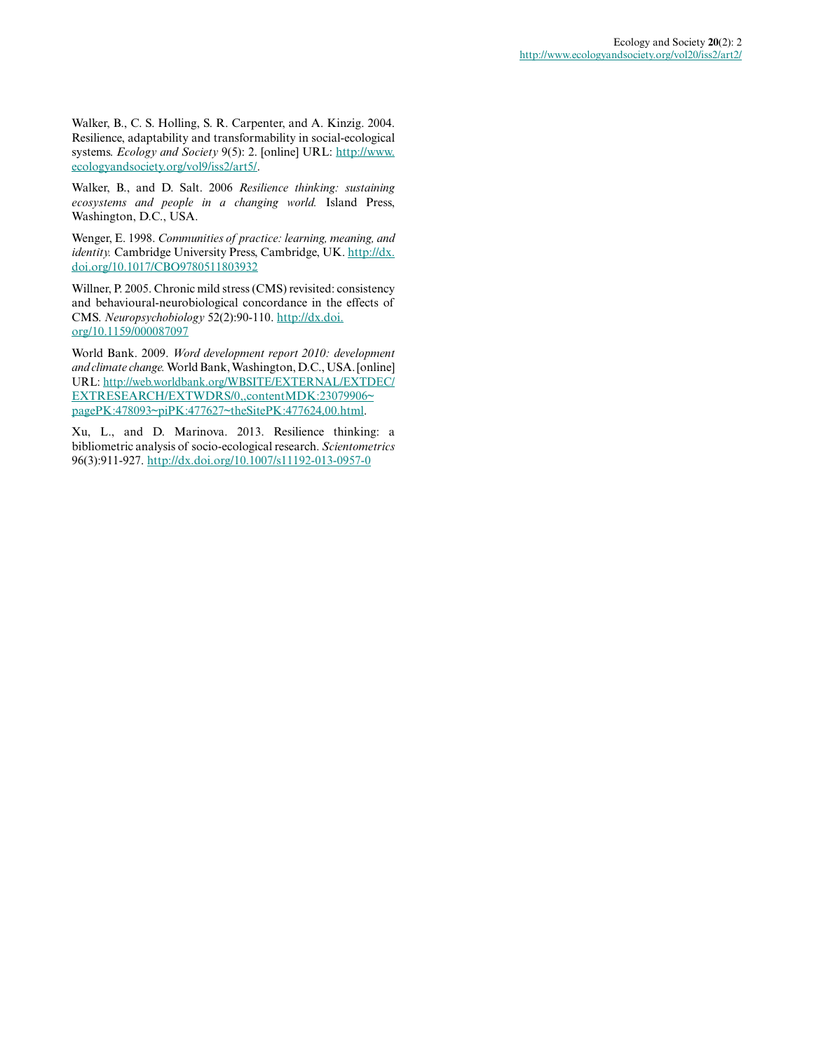Walker, B., C. S. Holling, S. R. Carpenter, and A. Kinzig. 2004. Resilience, adaptability and transformability in social-ecological systems. *Ecology and Society* 9(5): 2. [online] URL: http://www.ecologyandsociety.org/vol9/iss2/art5/.

Walker, B., and D. Salt. 2006 *Resilience thinking: sustaining ecosystems and people in a changing world.* Island Press, Washington, D.C., USA.

Wenger, E. 1998. *Communities of practice: learning, meaning, and identity.* Cambridge University Press, Cambridge, UK. http://dx.doi.org/10.1017/CBO9780511803932

Willner, P. 2005. Chronic mild stress (CMS) revisited: consistency and behavioural-neurobiological concordance in the effects of CMS. *Neuropsychobiology* 52(2):90-110. http://dx.doi.org/10.1159/000087097

World Bank. 2009. *Word development report 2010: development and climate change.* World Bank, Washington, D.C., USA. [online] URL: http://web.worldbank.org/WBSITE/EXTERNAL/EXTDEC/EXTRESEARCH/EXTWDRS/0,,contentMDK:23079906~pagePK:478093~piPK:477627~theSitePK:477624,00.html.

Xu, L., and D. Marinova. 2013. Resilience thinking: a bibliometric analysis of socio-ecological research. *Scientometrics* 96(3):911-927. http://dx.doi.org/10.1007/s11192-013-0957-0